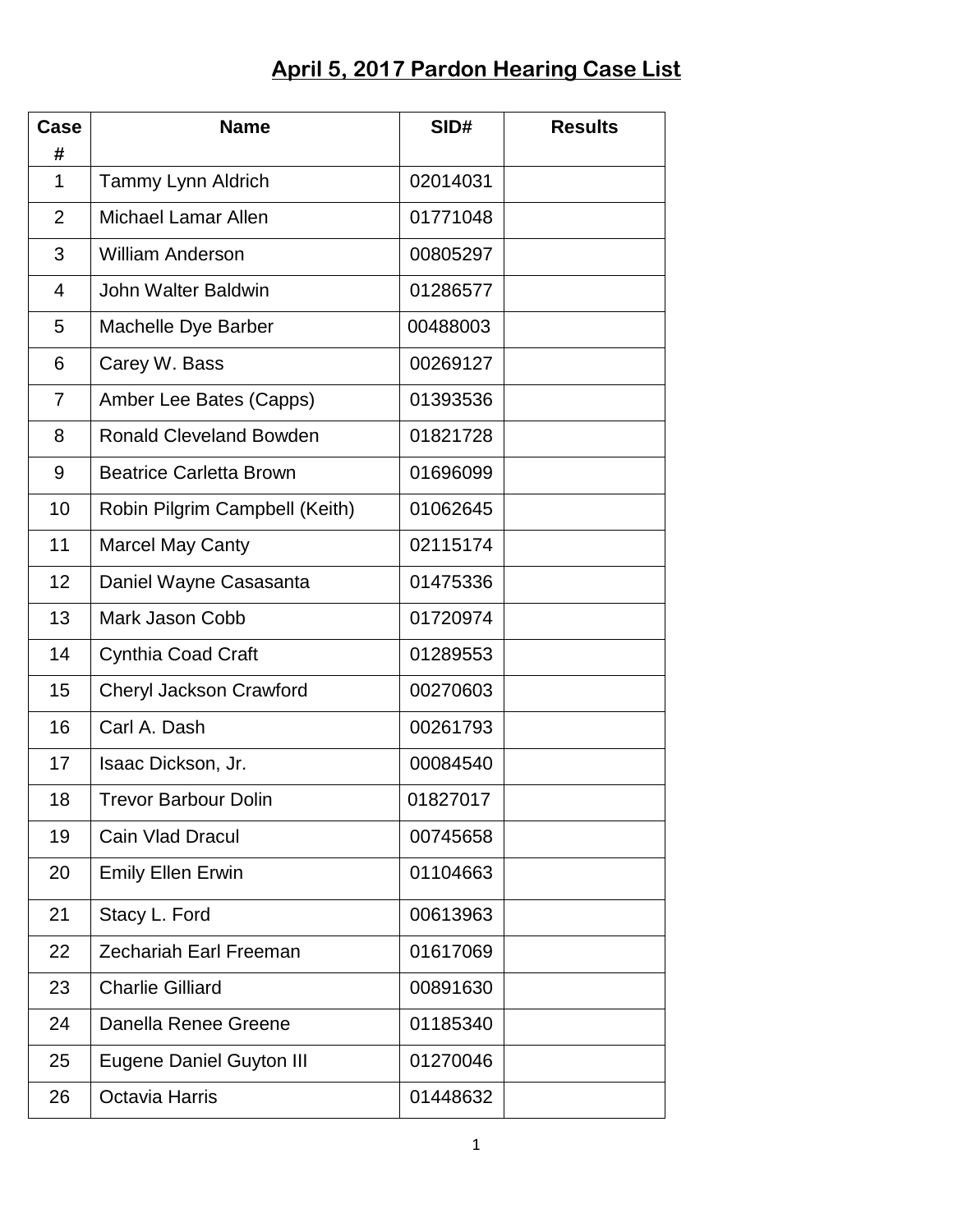# April 5, 2017 Pardon Hearing Case List

| Case # | Name | SID# | Results |
|---|---|---|---|
| 1 | Tammy Lynn Aldrich | 02014031 | |
| 2 | Michael Lamar Allen | 01771048 | |
| 3 | William Anderson | 00805297 | |
| 4 | John Walter Baldwin | 01286577 | |
| 5 | Machelle Dye Barber | 00488003 | |
| 6 | Carey W. Bass | 00269127 | |
| 7 | Amber Lee Bates (Capps) | 01393536 | |
| 8 | Ronald Cleveland Bowden | 01821728 | |
| 9 | Beatrice Carletta Brown | 01696099 | |
| 10 | Robin Pilgrim Campbell (Keith) | 01062645 | |
| 11 | Marcel May Canty | 02115174 | |
| 12 | Daniel Wayne Casasanta | 01475336 | |
| 13 | Mark Jason Cobb | 01720974 | |
| 14 | Cynthia Coad Craft | 01289553 | |
| 15 | Cheryl Jackson Crawford | 00270603 | |
| 16 | Carl A. Dash | 00261793 | |
| 17 | Isaac Dickson, Jr. | 00084540 | |
| 18 | Trevor Barbour Dolin | 01827017 | |
| 19 | Cain Vlad Dracul | 00745658 | |
| 20 | Emily Ellen Erwin | 01104663 | |
| 21 | Stacy L. Ford | 00613963 | |
| 22 | Zechariah Earl Freeman | 01617069 | |
| 23 | Charlie Gilliard | 00891630 | |
| 24 | Danella Renee Greene | 01185340 | |
| 25 | Eugene Daniel Guyton III | 01270046 | |
| 26 | Octavia Harris | 01448632 | |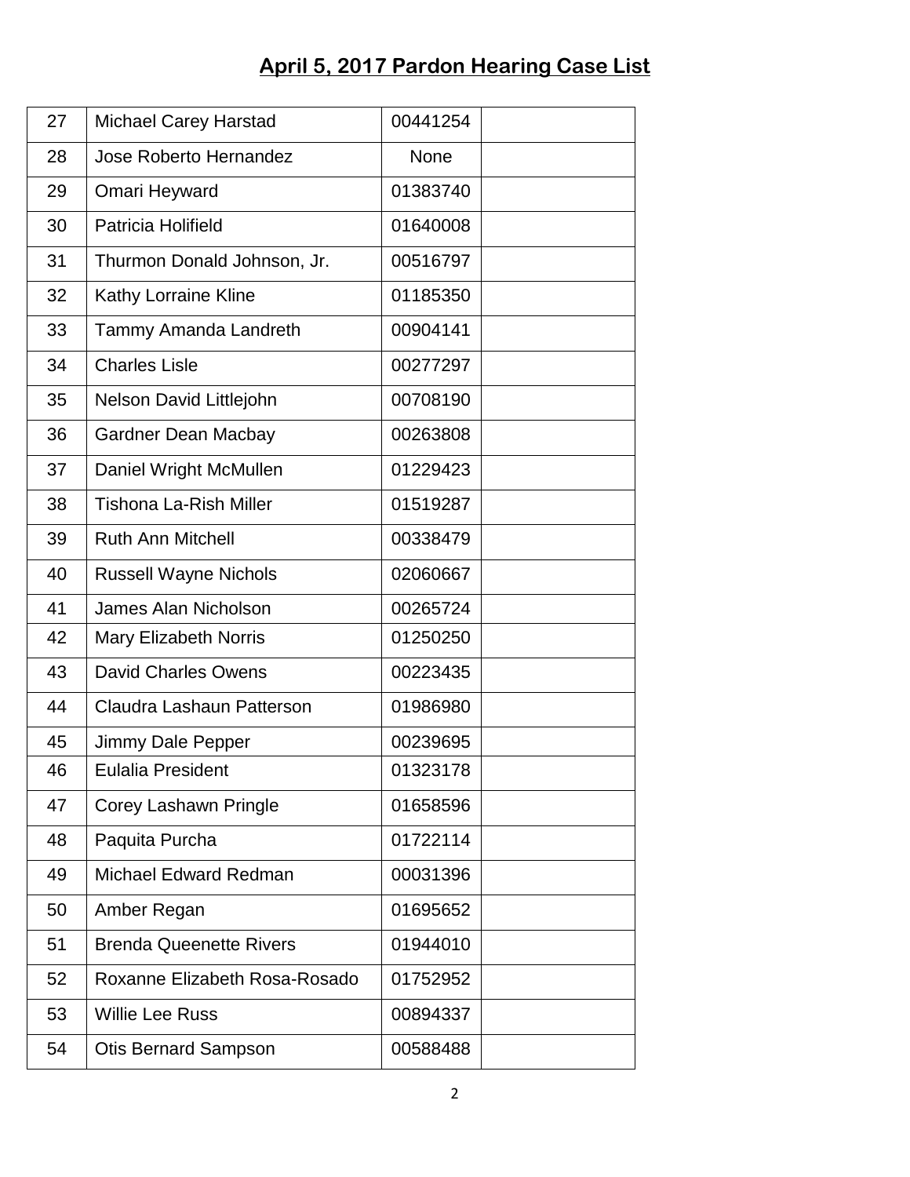# April 5, 2017 Pardon Hearing Case List

| | | | |
|---|---|---|---|
| 27 | Michael Carey Harstad | 00441254 | |
| 28 | Jose Roberto Hernandez | None | |
| 29 | Omari Heyward | 01383740 | |
| 30 | Patricia Holifield | 01640008 | |
| 31 | Thurmon Donald Johnson, Jr. | 00516797 | |
| 32 | Kathy Lorraine Kline | 01185350 | |
| 33 | Tammy Amanda Landreth | 00904141 | |
| 34 | Charles Lisle | 00277297 | |
| 35 | Nelson David Littlejohn | 00708190 | |
| 36 | Gardner Dean Macbay | 00263808 | |
| 37 | Daniel Wright McMullen | 01229423 | |
| 38 | Tishona La-Rish Miller | 01519287 | |
| 39 | Ruth Ann Mitchell | 00338479 | |
| 40 | Russell Wayne Nichols | 02060667 | |
| 41 | James Alan Nicholson | 00265724 | |
| 42 | Mary Elizabeth Norris | 01250250 | |
| 43 | David Charles Owens | 00223435 | |
| 44 | Claudra Lashaun Patterson | 01986980 | |
| 45 | Jimmy Dale Pepper | 00239695 | |
| 46 | Eulalia President | 01323178 | |
| 47 | Corey Lashawn Pringle | 01658596 | |
| 48 | Paquita Purcha | 01722114 | |
| 49 | Michael Edward Redman | 00031396 | |
| 50 | Amber Regan | 01695652 | |
| 51 | Brenda Queenette Rivers | 01944010 | |
| 52 | Roxanne Elizabeth Rosa-Rosado | 01752952 | |
| 53 | Willie Lee Russ | 00894337 | |
| 54 | Otis Bernard Sampson | 00588488 | |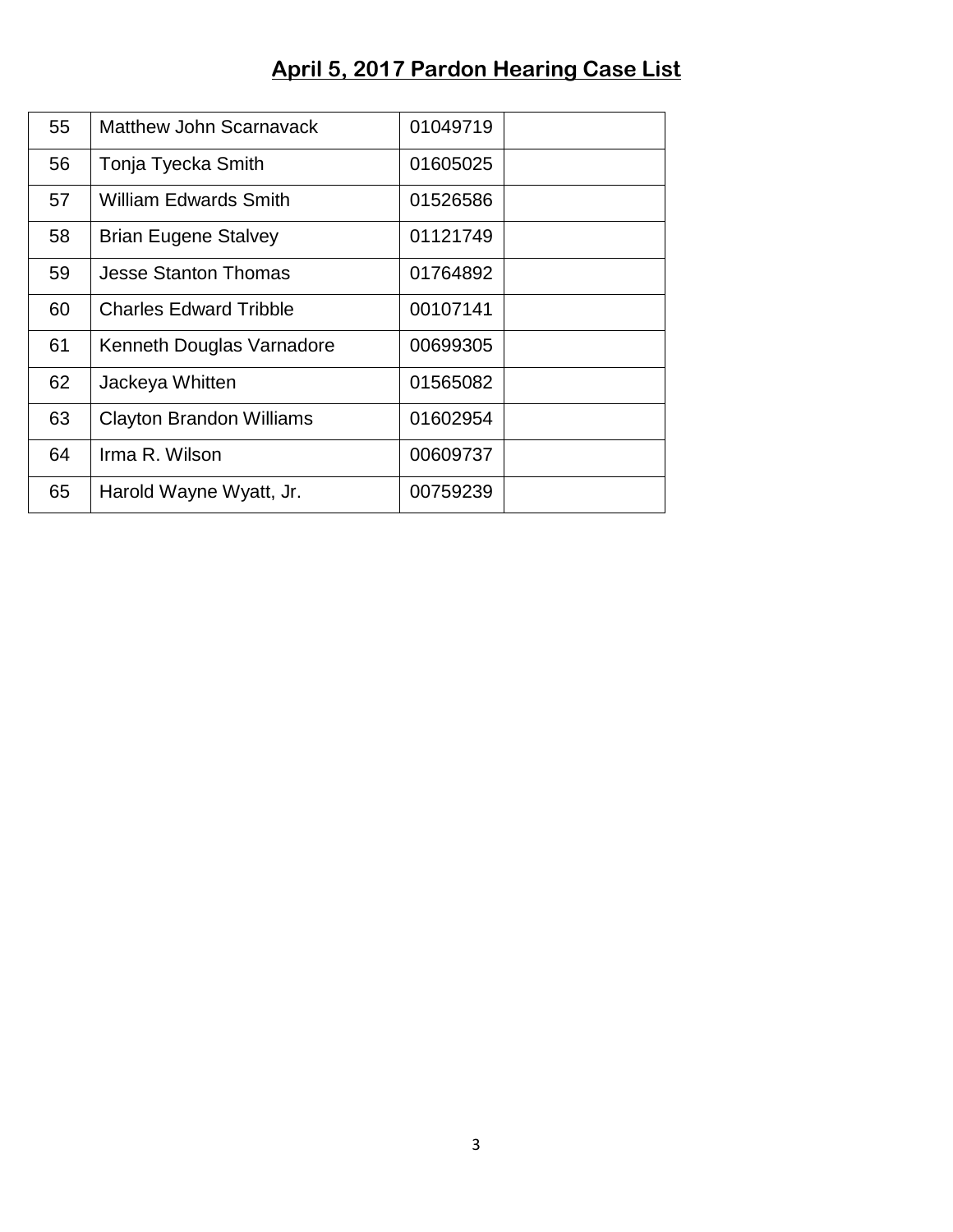# April 5, 2017 Pardon Hearing Case List

| | | | |
|---|---|---|---|
| 55 | Matthew John Scarnavack | 01049719 | |
| 56 | Tonja Tyecka Smith | 01605025 | |
| 57 | William Edwards Smith | 01526586 | |
| 58 | Brian Eugene Stalvey | 01121749 | |
| 59 | Jesse Stanton Thomas | 01764892 | |
| 60 | Charles Edward Tribble | 00107141 | |
| 61 | Kenneth Douglas Varnadore | 00699305 | |
| 62 | Jackeya Whitten | 01565082 | |
| 63 | Clayton Brandon Williams | 01602954 | |
| 64 | Irma R. Wilson | 00609737 | |
| 65 | Harold Wayne Wyatt, Jr. | 00759239 | |